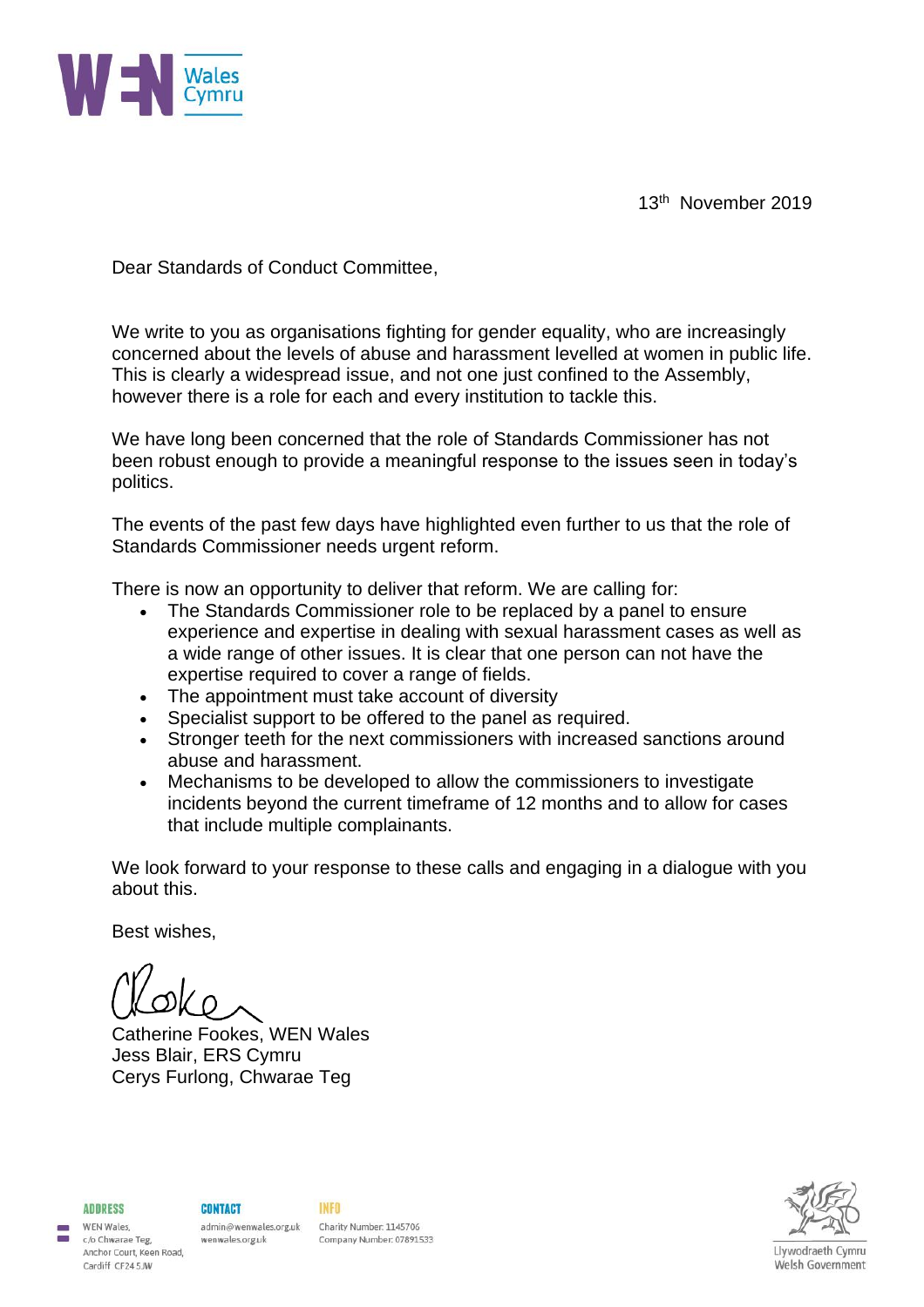13th November 2019

Dear Standards of Conduct Committee,

We write to you as organisations fighting for gender equality, who are increasingly concerned about the levels of abuse and harassment levelled at women in public life. This is clearly a widespread issue, and not one just confined to the Assembly, however there is a role for each and every institution to tackle this.

We have long been concerned that the role of Standards Commissioner has not been robust enough to provide a meaningful response to the issues seen in today's politics.

The events of the past few days have highlighted even further to us that the role of Standards Commissioner needs urgent reform.

There is now an opportunity to deliver that reform. We are calling for:

- The Standards Commissioner role to be replaced by a panel to ensure experience and expertise in dealing with sexual harassment cases as well as a wide range of other issues. It is clear that one person can not have the expertise required to cover a range of fields.
- The appointment must take account of diversity
- Specialist support to be offered to the panel as required.
- Stronger teeth for the next commissioners with increased sanctions around abuse and harassment.
- Mechanisms to be developed to allow the commissioners to investigate incidents beyond the current timeframe of 12 months and to allow for cases that include multiple complainants.

We look forward to your response to these calls and engaging in a dialogue with you about this.

Best wishes,

Catherine Fookes, WEN Wales
Jess Blair, ERS Cymru
Cerys Furlong, Chwarae Teg

**ADDRESS**
WEN Wales,
c/o Chwarae Teg,
Anchor Court, Keen Road,
Cardiff CF24 5JW

**CONTACT**
admin@wenwales.org.uk
wenwales.org.uk

**INFO**
Charity Number: 1145706
Company Number: 07891533

Llywodraeth Cymru
Welsh Government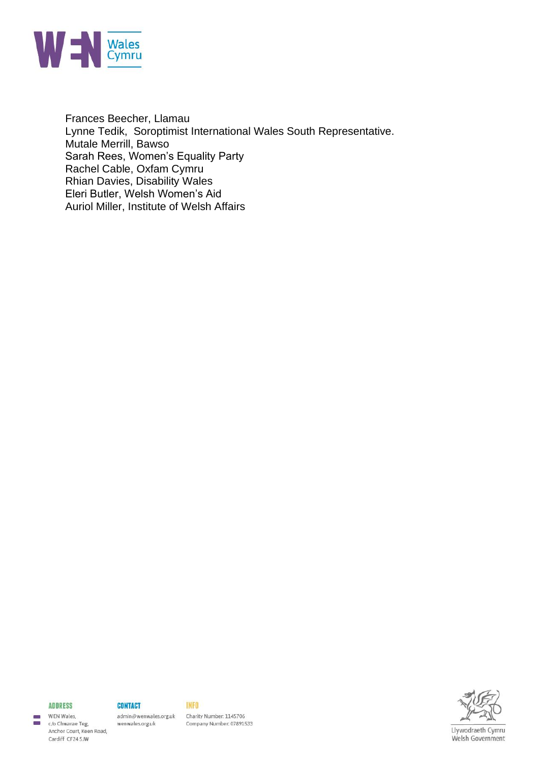Frances Beecher, Llamau
Lynne Tedik, Soroptimist International Wales South Representative.
Mutale Merrill, Bawso
Sarah Rees, Women's Equality Party
Rachel Cable, Oxfam Cymru
Rhian Davies, Disability Wales
Eleri Butler, Welsh Women's Aid
Auriol Miller, Institute of Welsh Affairs